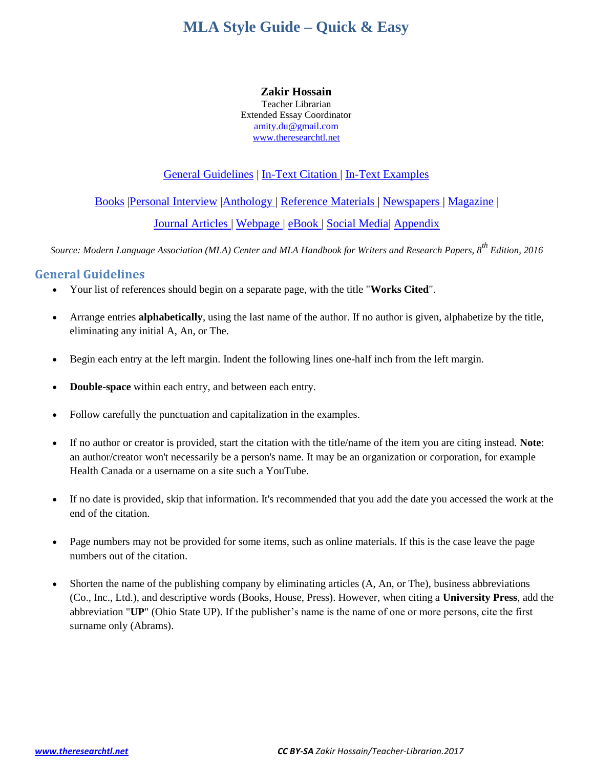# MLA Style Guide – Quick & Easy

**Zakir Hossain**
Teacher Librarian
Extended Essay Coordinator
amity.du@gmail.com
www.theresearchtl.net

General Guidelines | In-Text Citation | In-Text Examples

Books |Personal Interview |Anthology | Reference Materials | Newspapers | Magazine |

Journal Articles | Webpage | eBook | Social Media| Appendix

*Source: Modern Language Association (MLA) Center and MLA Handbook for Writers and Research Papers, 8th Edition, 2016*

## General Guidelines

- Your list of references should begin on a separate page, with the title "**Works Cited**".
- Arrange entries **alphabetically**, using the last name of the author. If no author is given, alphabetize by the title, eliminating any initial A, An, or The.
- Begin each entry at the left margin. Indent the following lines one-half inch from the left margin.
- **Double-space** within each entry, and between each entry.
- Follow carefully the punctuation and capitalization in the examples.
- If no author or creator is provided, start the citation with the title/name of the item you are citing instead. **Note**: an author/creator won't necessarily be a person's name. It may be an organization or corporation, for example Health Canada or a username on a site such a YouTube.
- If no date is provided, skip that information. It's recommended that you add the date you accessed the work at the end of the citation.
- Page numbers may not be provided for some items, such as online materials. If this is the case leave the page numbers out of the citation.
- Shorten the name of the publishing company by eliminating articles (A, An, or The), business abbreviations (Co., Inc., Ltd.), and descriptive words (Books, House, Press). However, when citing a **University Press**, add the abbreviation "**UP**" (Ohio State UP). If the publisher's name is the name of one or more persons, cite the first surname only (Abrams).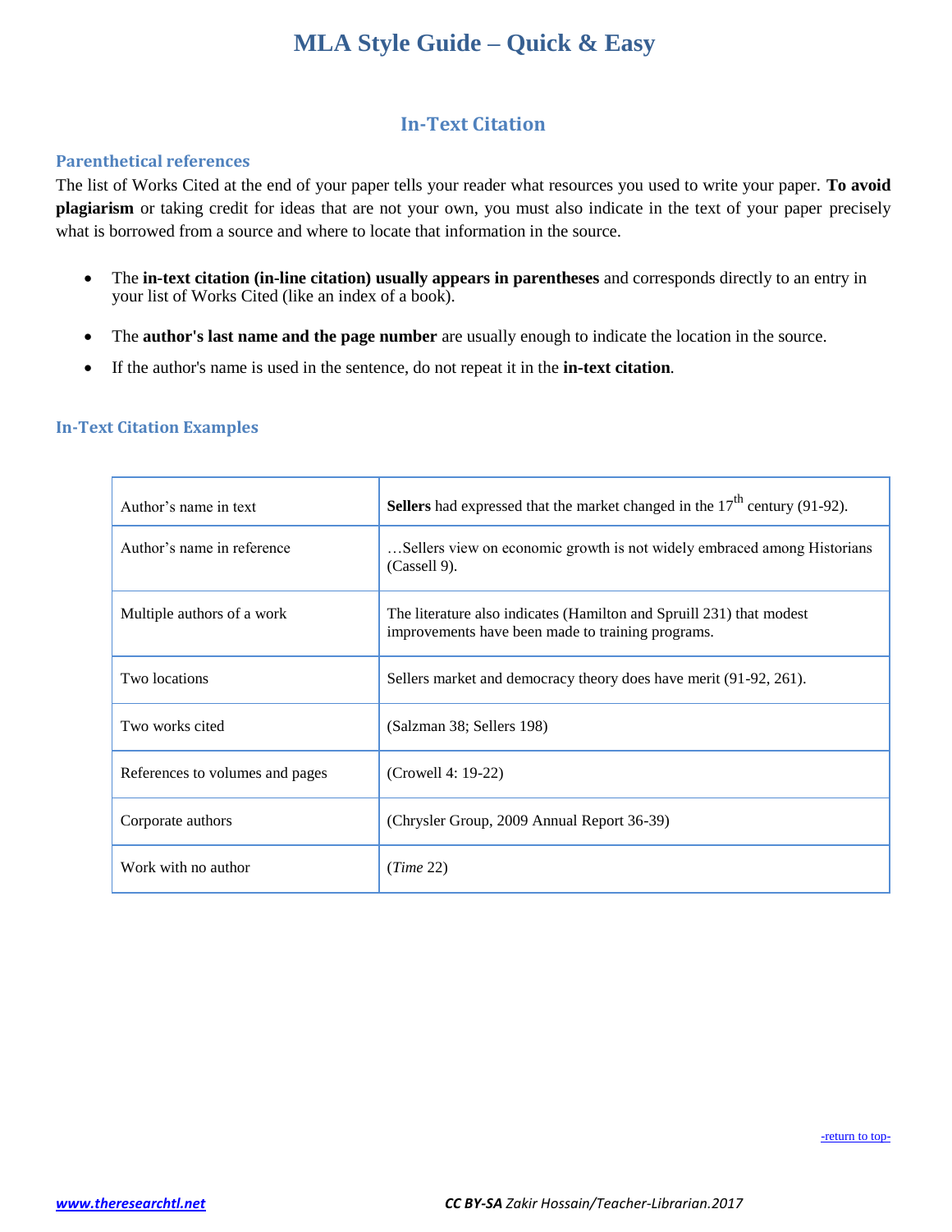# MLA Style Guide – Quick & Easy

## In-Text Citation

### Parenthetical references

The list of Works Cited at the end of your paper tells your reader what resources you used to write your paper. **To avoid plagiarism** or taking credit for ideas that are not your own, you must also indicate in the text of your paper precisely what is borrowed from a source and where to locate that information in the source.

- The **in-text citation (in-line citation) usually appears in parentheses** and corresponds directly to an entry in your list of Works Cited (like an index of a book).
- The **author's last name and the page number** are usually enough to indicate the location in the source.
- If the author's name is used in the sentence, do not repeat it in the **in-text citation**.

### In-Text Citation Examples

| | |
|---|---|
| Author's name in text | **Sellers** had expressed that the market changed in the 17th century (91-92). |
| Author's name in reference | …Sellers view on economic growth is not widely embraced among Historians (Cassell 9). |
| Multiple authors of a work | The literature also indicates (Hamilton and Spruill 231) that modest improvements have been made to training programs. |
| Two locations | Sellers market and democracy theory does have merit (91-92, 261). |
| Two works cited | (Salzman 38; Sellers 198) |
| References to volumes and pages | (Crowell 4: 19-22) |
| Corporate authors | (Chrysler Group, 2009 Annual Report 36-39) |
| Work with no author | (*Time* 22) |

-return to top-

www.theresearchtl.net

*CC BY-SA Zakir Hossain/Teacher-Librarian.2017*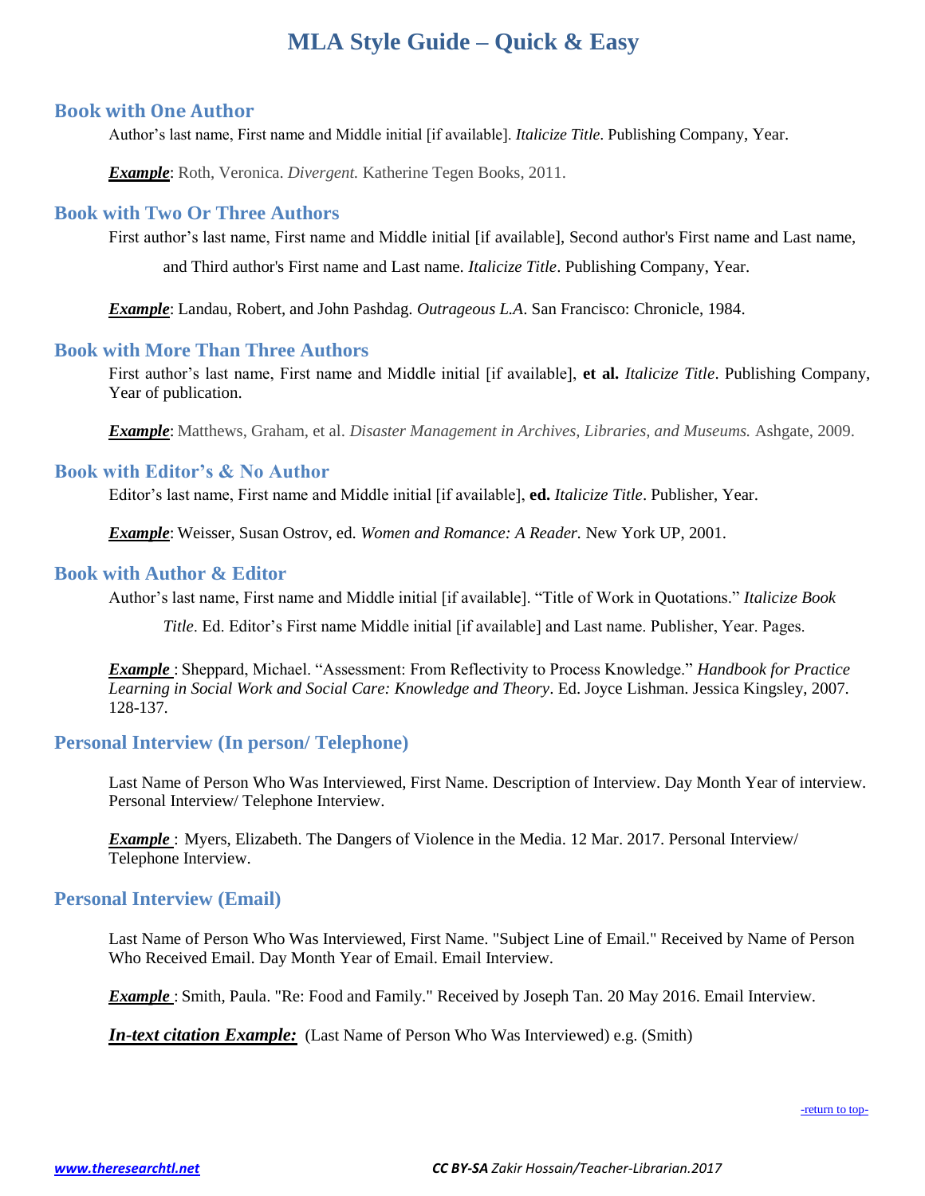# MLA Style Guide – Quick & Easy

## Book with One Author

Author's last name, First name and Middle initial [if available]. *Italicize Title*. Publishing Company, Year.

***Example***: Roth, Veronica. *Divergent.* Katherine Tegen Books, 2011.

## Book with Two Or Three Authors

First author's last name, First name and Middle initial [if available], Second author's First name and Last name, and Third author's First name and Last name. *Italicize Title*. Publishing Company, Year.

***Example***: Landau, Robert, and John Pashdag. *Outrageous L.A*. San Francisco: Chronicle, 1984.

## Book with More Than Three Authors

First author's last name, First name and Middle initial [if available], **et al.** *Italicize Title*. Publishing Company, Year of publication.

***Example***: Matthews, Graham, et al. *Disaster Management in Archives, Libraries, and Museums.* Ashgate, 2009.

## Book with Editor's & No Author

Editor's last name, First name and Middle initial [if available], **ed.** *Italicize Title*. Publisher, Year.

***Example***: Weisser, Susan Ostrov, ed. *Women and Romance: A Reader.* New York UP, 2001.

## Book with Author & Editor

Author's last name, First name and Middle initial [if available]. "Title of Work in Quotations." *Italicize Book Title*. Ed. Editor's First name Middle initial [if available] and Last name. Publisher, Year. Pages.

***Example*** : Sheppard, Michael. "Assessment: From Reflectivity to Process Knowledge." *Handbook for Practice Learning in Social Work and Social Care: Knowledge and Theory*. Ed. Joyce Lishman. Jessica Kingsley, 2007. 128-137.

## Personal Interview (In person/ Telephone)

Last Name of Person Who Was Interviewed, First Name. Description of Interview. Day Month Year of interview. Personal Interview/ Telephone Interview.

***Example*** : Myers, Elizabeth. The Dangers of Violence in the Media. 12 Mar. 2017. Personal Interview/ Telephone Interview.

## Personal Interview (Email)

Last Name of Person Who Was Interviewed, First Name. "Subject Line of Email." Received by Name of Person Who Received Email. Day Month Year of Email. Email Interview.

***Example*** : Smith, Paula. "Re: Food and Family." Received by Joseph Tan. 20 May 2016. Email Interview.

***In-text citation Example:*** (Last Name of Person Who Was Interviewed) e.g. (Smith)

-return to top-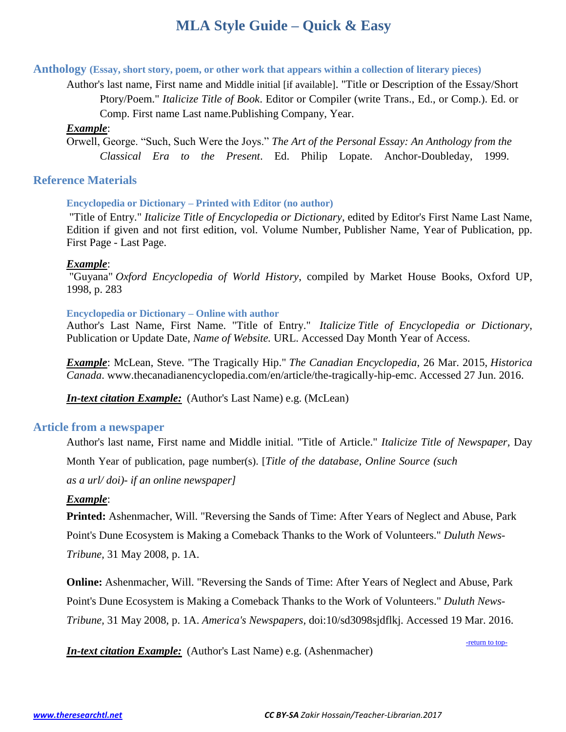# MLA Style Guide – Quick & Easy

## Anthology (Essay, short story, poem, or other work that appears within a collection of literary pieces)

Author's last name, First name and Middle initial [if available]. "Title or Description of the Essay/Short Ptory/Poem." *Italicize Title of Book*. Editor or Compiler (write Trans., Ed., or Comp.). Ed. or Comp. First name Last name.Publishing Company, Year.

***Example***:

Orwell, George. "Such, Such Were the Joys." *The Art of the Personal Essay: An Anthology from the Classical Era to the Present*. Ed. Philip Lopate. Anchor-Doubleday, 1999.

## Reference Materials

### Encyclopedia or Dictionary – Printed with Editor (no author)

"Title of Entry." *Italicize Title of Encyclopedia or Dictionary*, edited by Editor's First Name Last Name, Edition if given and not first edition, vol. Volume Number, Publisher Name, Year of Publication, pp. First Page - Last Page.

***Example***:

"Guyana" *Oxford Encyclopedia of World History*, compiled by Market House Books, Oxford UP, 1998, p. 283

### Encyclopedia or Dictionary – Online with author

Author's Last Name, First Name. "Title of Entry." *Italicize Title of Encyclopedia or Dictionary*, Publication or Update Date, *Name of Website.* URL. Accessed Day Month Year of Access.

***Example***: McLean, Steve. "The Tragically Hip." *The Canadian Encyclopedia*, 26 Mar. 2015, *Historica Canada*. www.thecanadianencyclopedia.com/en/article/the-tragically-hip-emc. Accessed 27 Jun. 2016.

***In-text citation Example:*** (Author's Last Name) e.g. (McLean)

## Article from a newspaper

Author's last name, First name and Middle initial. "Title of Article." *Italicize Title of Newspaper*, Day Month Year of publication, page number(s). [*Title of the database, Online Source (such as a url/ doi)- if an online newspaper]*

***Example***:

**Printed:** Ashenmacher, Will. "Reversing the Sands of Time: After Years of Neglect and Abuse, Park Point's Dune Ecosystem is Making a Comeback Thanks to the Work of Volunteers." *Duluth News-Tribune*, 31 May 2008, p. 1A.

**Online:** Ashenmacher, Will. "Reversing the Sands of Time: After Years of Neglect and Abuse, Park Point's Dune Ecosystem is Making a Comeback Thanks to the Work of Volunteers." *Duluth News-Tribune*, 31 May 2008, p. 1A. *America's Newspapers*, doi:10/sd3098sjdflkj. Accessed 19 Mar. 2016.

-return to top-

***In-text citation Example:*** (Author's Last Name) e.g. (Ashenmacher)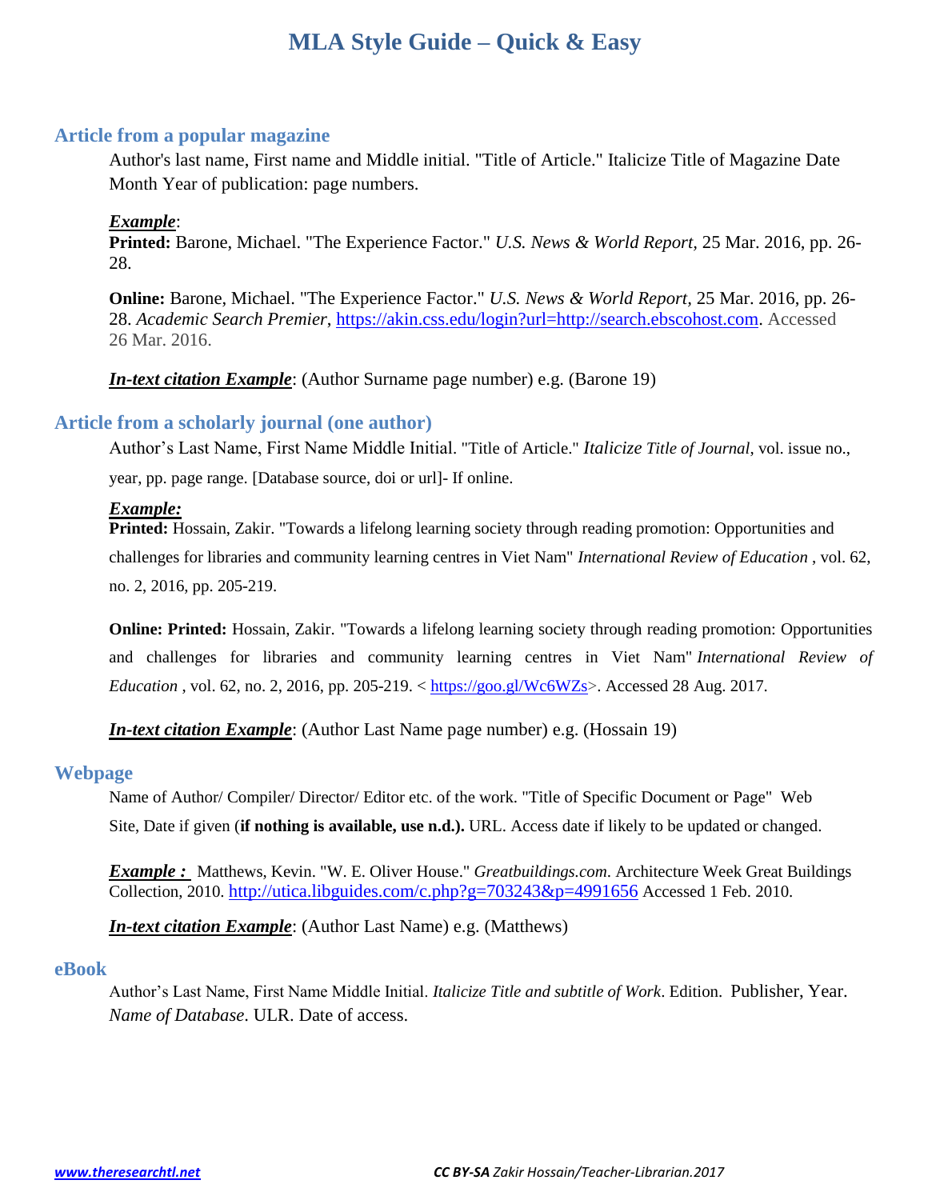# MLA Style Guide – Quick & Easy

## Article from a popular magazine

Author's last name, First name and Middle initial. "Title of Article." Italicize Title of Magazine Date Month Year of publication: page numbers.

***Example***:

**Printed:** Barone, Michael. "The Experience Factor." *U.S. News & World Report*, 25 Mar. 2016, pp. 26-28.

**Online:** Barone, Michael. "The Experience Factor." *U.S. News & World Report,* 25 Mar. 2016, pp. 26-28. *Academic Search Premier*, https://akin.css.edu/login?url=http://search.ebscohost.com. Accessed 26 Mar. 2016.

***In-text citation Example***: (Author Surname page number) e.g. (Barone 19)

## Article from a scholarly journal (one author)

Author's Last Name, First Name Middle Initial. "Title of Article." *Italicize Title of Journal*, vol. issue no., year, pp. page range. [Database source, doi or url]- If online.

***Example:***

**Printed:** Hossain, Zakir. "Towards a lifelong learning society through reading promotion: Opportunities and challenges for libraries and community learning centres in Viet Nam" *International Review of Education* , vol. 62, no. 2, 2016, pp. 205-219.

**Online: Printed:** Hossain, Zakir. "Towards a lifelong learning society through reading promotion: Opportunities and challenges for libraries and community learning centres in Viet Nam" *International Review of Education* , vol. 62, no. 2, 2016, pp. 205-219. < https://goo.gl/Wc6WZs>. Accessed 28 Aug. 2017.

***In-text citation Example***: (Author Last Name page number) e.g. (Hossain 19)

## Webpage

Name of Author/ Compiler/ Director/ Editor etc. of the work. "Title of Specific Document or Page" Web Site, Date if given (**if nothing is available, use n.d.).** URL. Access date if likely to be updated or changed.

***Example :*** Matthews, Kevin. "W. E. Oliver House." *Greatbuildings.com*. Architecture Week Great Buildings Collection, 2010. http://utica.libguides.com/c.php?g=703243&p=4991656 Accessed 1 Feb. 2010.

***In-text citation Example***: (Author Last Name) e.g. (Matthews)

## eBook

Author's Last Name, First Name Middle Initial. *Italicize Title and subtitle of Work*. Edition. Publisher, Year. *Name of Database*. ULR. Date of access.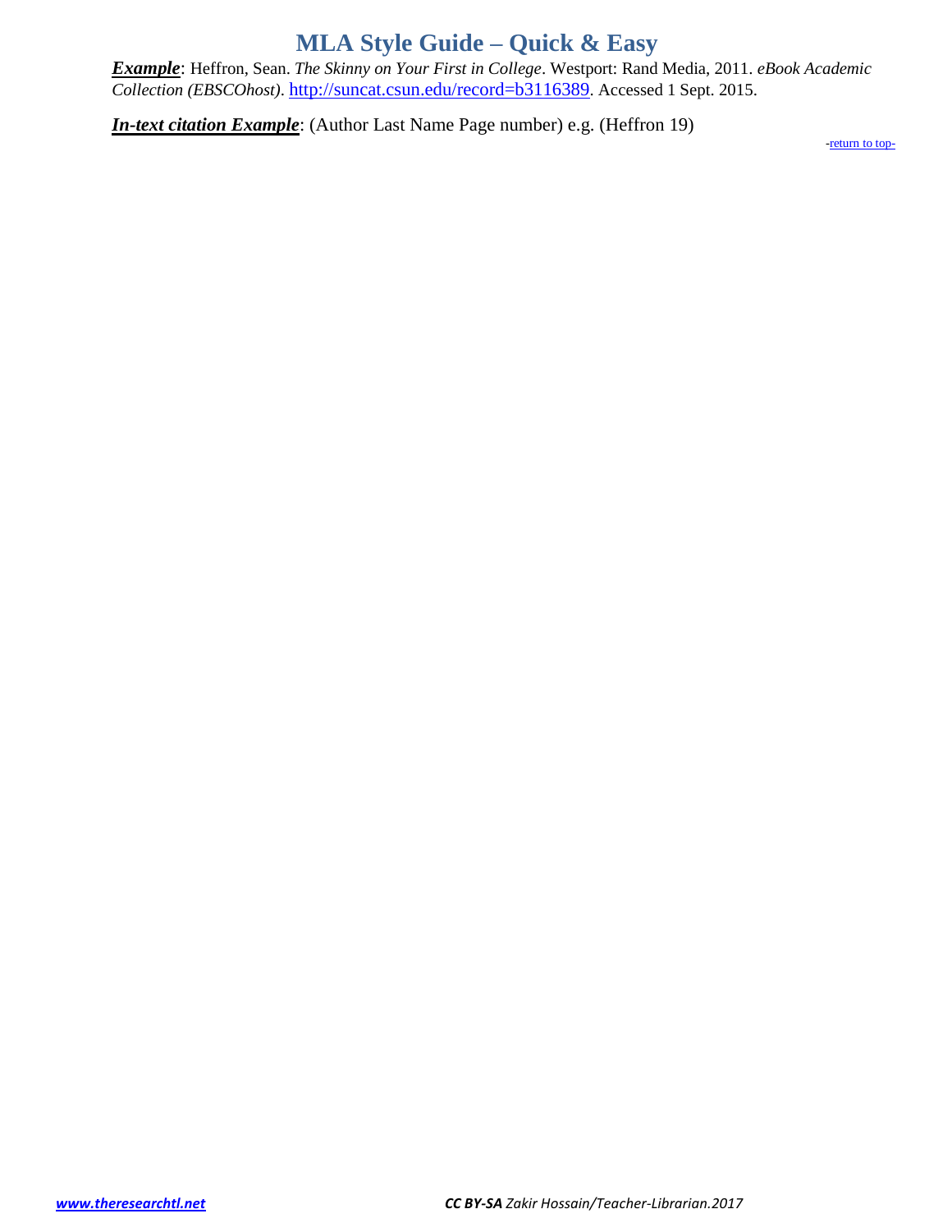***Example***: Heffron, Sean. *The Skinny on Your First in College*. Westport: Rand Media, 2011. *eBook Academic Collection (EBSCOhost)*. http://suncat.csun.edu/record=b3116389. Accessed 1 Sept. 2015.

***In-text citation Example***: (Author Last Name Page number) e.g. (Heffron 19)

-return to top-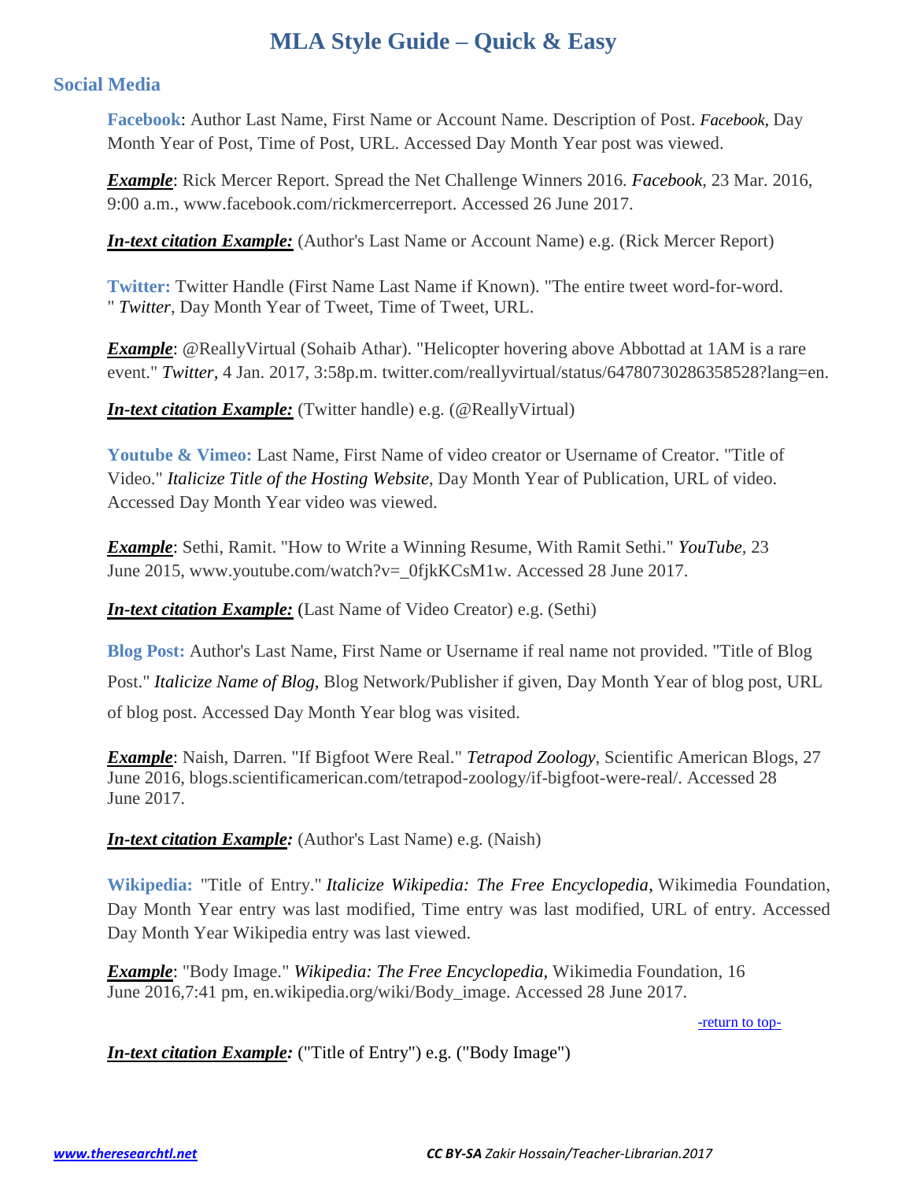# MLA Style Guide – Quick & Easy

## Social Media

**Facebook**: Author Last Name, First Name or Account Name. Description of Post. *Facebook*, Day Month Year of Post, Time of Post, URL. Accessed Day Month Year post was viewed.

***Example***: Rick Mercer Report. Spread the Net Challenge Winners 2016. *Facebook*, 23 Mar. 2016, 9:00 a.m., www.facebook.com/rickmercerreport. Accessed 26 June 2017.

***In-text citation Example:*** (Author's Last Name or Account Name) e.g. (Rick Mercer Report)

**Twitter:** Twitter Handle (First Name Last Name if Known). "The entire tweet word-for-word. " *Twitter*, Day Month Year of Tweet, Time of Tweet, URL.

***Example***: @ReallyVirtual (Sohaib Athar). "Helicopter hovering above Abbottad at 1AM is a rare event." *Twitter*, 4 Jan. 2017, 3:58p.m. twitter.com/reallyvirtual/status/64780730286358528?lang=en.

***In-text citation Example:*** (Twitter handle) e.g. (@ReallyVirtual)

**Youtube & Vimeo:** Last Name, First Name of video creator or Username of Creator. "Title of Video." *Italicize Title of the Hosting Website*, Day Month Year of Publication, URL of video. Accessed Day Month Year video was viewed.

***Example***: Sethi, Ramit. "How to Write a Winning Resume, With Ramit Sethi." *YouTube*, 23 June 2015, www.youtube.com/watch?v=_0fjkKCsM1w. Accessed 28 June 2017.

***In-text citation Example:*** (Last Name of Video Creator) e.g. (Sethi)

**Blog Post:** Author's Last Name, First Name or Username if real name not provided. "Title of Blog Post." *Italicize Name of Blog*, Blog Network/Publisher if given, Day Month Year of blog post, URL of blog post. Accessed Day Month Year blog was visited.

***Example***: Naish, Darren. "If Bigfoot Were Real." *Tetrapod Zoology*, Scientific American Blogs, 27 June 2016, blogs.scientificamerican.com/tetrapod-zoology/if-bigfoot-were-real/. Accessed 28 June 2017.

***In-text citation Example:*** (Author's Last Name) e.g. (Naish)

**Wikipedia:** "Title of Entry." *Italicize Wikipedia: The Free Encyclopedia*, Wikimedia Foundation, Day Month Year entry was last modified, Time entry was last modified, URL of entry. Accessed Day Month Year Wikipedia entry was last viewed.

***Example***: "Body Image." *Wikipedia: The Free Encyclopedia*, Wikimedia Foundation, 16 June 2016,7:41 pm, en.wikipedia.org/wiki/Body_image. Accessed 28 June 2017.

-return to top-

***In-text citation Example:*** ("Title of Entry") e.g. ("Body Image")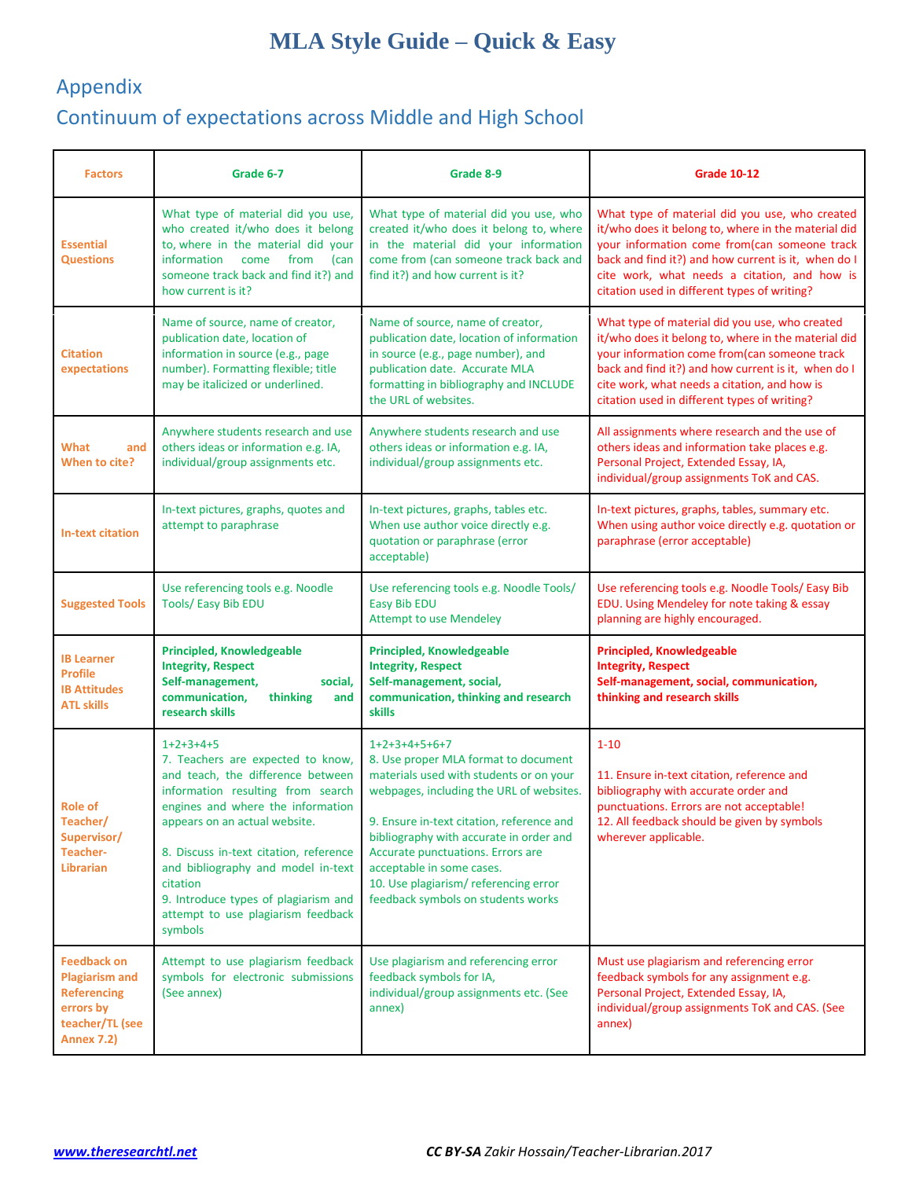# MLA Style Guide – Quick & Easy

## Appendix

## Continuum of expectations across Middle and High School

| Factors | Grade 6-7 | Grade 8-9 | Grade 10-12 |
|---|---|---|---|
| Essential Questions | What type of material did you use, who created it/who does it belong to, where in the material did your information come from (can someone track back and find it?) and how current is it? | What type of material did you use, who created it/who does it belong to, where in the material did your information come from (can someone track back and find it?) and how current is it? | What type of material did you use, who created it/who does it belong to, where in the material did your information come from(can someone track back and find it?) and how current is it, when do I cite work, what needs a citation, and how is citation used in different types of writing? |
| Citation expectations | Name of source, name of creator, publication date, location of information in source (e.g., page number). Formatting flexible; title may be italicized or underlined. | Name of source, name of creator, publication date, location of information in source (e.g., page number), and publication date. Accurate MLA formatting in bibliography and INCLUDE the URL of websites. | What type of material did you use, who created it/who does it belong to, where in the material did your information come from(can someone track back and find it?) and how current is it, when do I cite work, what needs a citation, and how is citation used in different types of writing? |
| What and When to cite? | Anywhere students research and use others ideas or information e.g. IA, individual/group assignments etc. | Anywhere students research and use others ideas or information e.g. IA, individual/group assignments etc. | All assignments where research and the use of others ideas and information take places e.g. Personal Project, Extended Essay, IA, individual/group assignments ToK and CAS. |
| In-text citation | In-text pictures, graphs, quotes and attempt to paraphrase | In-text pictures, graphs, tables etc. When use author voice directly e.g. quotation or paraphrase (error acceptable) | In-text pictures, graphs, tables, summary etc. When using author voice directly e.g. quotation or paraphrase (error acceptable) |
| Suggested Tools | Use referencing tools e.g. Noodle Tools/ Easy Bib EDU | Use referencing tools e.g. Noodle Tools/ Easy Bib EDU<br>Attempt to use Mendeley | Use referencing tools e.g. Noodle Tools/ Easy Bib EDU. Using Mendeley for note taking & essay planning are highly encouraged. |
| IB Learner Profile<br>IB Attitudes<br>ATL skills | **Principled, Knowledgeable**<br>**Integrity, Respect**<br>**Self-management, social, communication, thinking and research skills** | **Principled, Knowledgeable**<br>**Integrity, Respect**<br>**Self-management, social, communication, thinking and research skills** | **Principled, Knowledgeable**<br>**Integrity, Respect**<br>**Self-management, social, communication, thinking and research skills** |
| Role of Teacher/ Supervisor/ Teacher-Librarian | 1+2+3+4+5<br>7. Teachers are expected to know, and teach, the difference between information resulting from search engines and where the information appears on an actual website.<br>8. Discuss in-text citation, reference and bibliography and model in-text citation<br>9. Introduce types of plagiarism and attempt to use plagiarism feedback symbols | 1+2+3+4+5+6+7<br>8. Use proper MLA format to document materials used with students or on your webpages, including the URL of websites.<br>9. Ensure in-text citation, reference and bibliography with accurate in order and Accurate punctuations. Errors are acceptable in some cases.<br>10. Use plagiarism/ referencing error feedback symbols on students works | 1-10<br>11. Ensure in-text citation, reference and bibliography with accurate order and punctuations. Errors are not acceptable!<br>12. All feedback should be given by symbols wherever applicable. |
| Feedback on Plagiarism and Referencing errors by teacher/TL (see Annex 7.2) | Attempt to use plagiarism feedback symbols for electronic submissions (See annex) | Use plagiarism and referencing error feedback symbols for IA, individual/group assignments etc. (See annex) | Must use plagiarism and referencing error feedback symbols for any assignment e.g. Personal Project, Extended Essay, IA, individual/group assignments ToK and CAS. (See annex) |

www.theresearchtl.net *CC BY-SA Zakir Hossain/Teacher-Librarian.2017*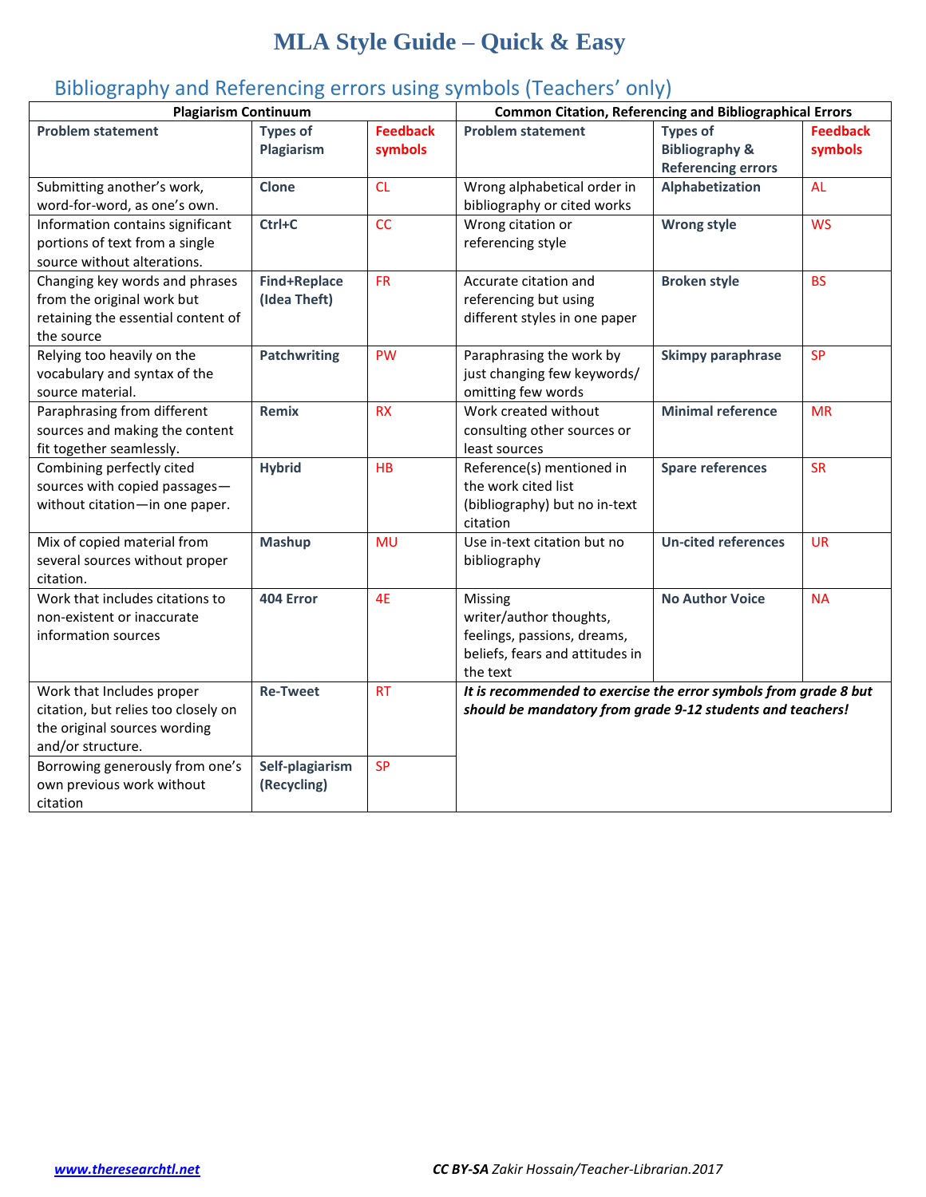# MLA Style Guide – Quick & Easy

## Bibliography and Referencing errors using symbols (Teachers' only)

| Plagiarism Continuum | | | Common Citation, Referencing and Bibliographical Errors | | |
|---|---|---|---|---|---|
| **Problem statement** | **Types of Plagiarism** | **Feedback symbols** | **Problem statement** | **Types of Bibliography & Referencing errors** | **Feedback symbols** |
| Submitting another's work, word-for-word, as one's own. | **Clone** | CL | Wrong alphabetical order in bibliography or cited works | **Alphabetization** | AL |
| Information contains significant portions of text from a single source without alterations. | **Ctrl+C** | CC | Wrong citation or referencing style | **Wrong style** | WS |
| Changing key words and phrases from the original work but retaining the essential content of the source | **Find+Replace (Idea Theft)** | FR | Accurate citation and referencing but using different styles in one paper | **Broken style** | BS |
| Relying too heavily on the vocabulary and syntax of the source material. | **Patchwriting** | PW | Paraphrasing the work by just changing few keywords/ omitting few words | **Skimpy paraphrase** | SP |
| Paraphrasing from different sources and making the content fit together seamlessly. | **Remix** | RX | Work created without consulting other sources or least sources | **Minimal reference** | MR |
| Combining perfectly cited sources with copied passages—without citation—in one paper. | **Hybrid** | HB | Reference(s) mentioned in the work cited list (bibliography) but no in-text citation | **Spare references** | SR |
| Mix of copied material from several sources without proper citation. | **Mashup** | MU | Use in-text citation but no bibliography | **Un-cited references** | UR |
| Work that includes citations to non-existent or inaccurate information sources | **404 Error** | 4E | Missing writer/author thoughts, feelings, passions, dreams, beliefs, fears and attitudes in the text | **No Author Voice** | NA |
| Work that Includes proper citation, but relies too closely on the original sources wording and/or structure. | **Re-Tweet** | RT | ***It is recommended to exercise the error symbols from grade 8 but should be mandatory from grade 9-12 students and teachers!*** | | |
| Borrowing generously from one's own previous work without citation | **Self-plagiarism (Recycling)** | SP | | | |

[www.theresearchtl.net](http://www.theresearchtl.net) ***CC BY-SA*** *Zakir Hossain/Teacher-Librarian.2017*